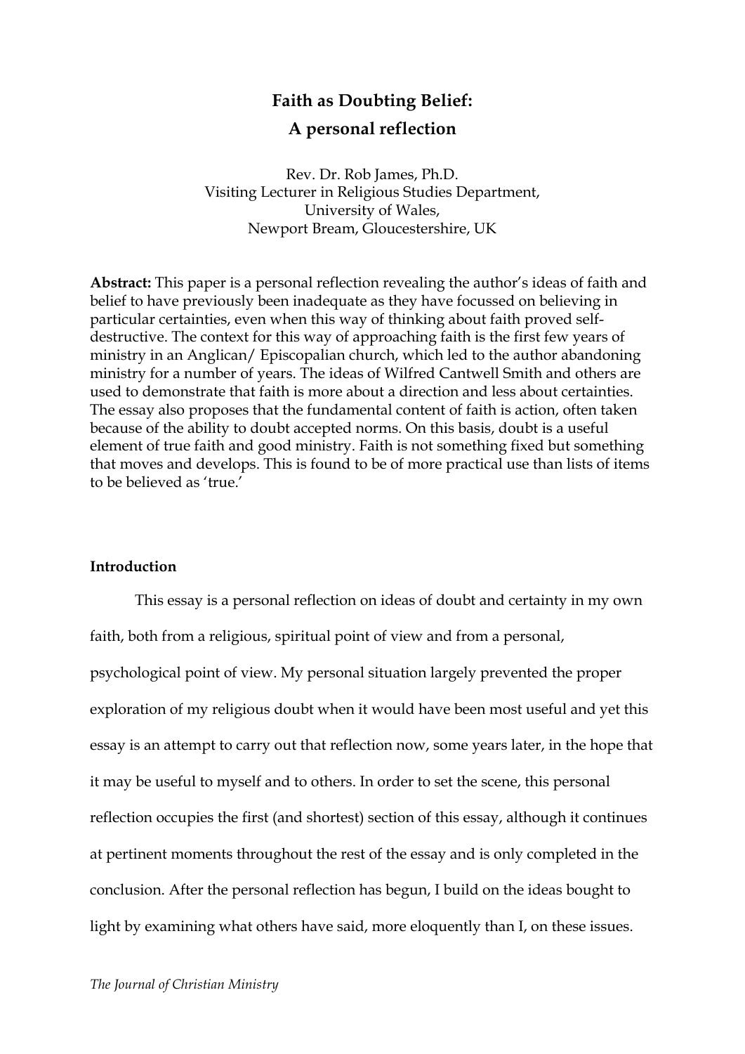# Faith as Doubting Belief:
## A personal reflection

Rev. Dr. Rob James, Ph.D.
Visiting Lecturer in Religious Studies Department,
University of Wales,
Newport Bream, Gloucestershire, UK

**Abstract:** This paper is a personal reflection revealing the author's ideas of faith and belief to have previously been inadequate as they have focussed on believing in particular certainties, even when this way of thinking about faith proved self-destructive. The context for this way of approaching faith is the first few years of ministry in an Anglican/ Episcopalian church, which led to the author abandoning ministry for a number of years. The ideas of Wilfred Cantwell Smith and others are used to demonstrate that faith is more about a direction and less about certainties. The essay also proposes that the fundamental content of faith is action, often taken because of the ability to doubt accepted norms. On this basis, doubt is a useful element of true faith and good ministry. Faith is not something fixed but something that moves and develops. This is found to be of more practical use than lists of items to be believed as 'true.'

### Introduction

This essay is a personal reflection on ideas of doubt and certainty in my own faith, both from a religious, spiritual point of view and from a personal, psychological point of view. My personal situation largely prevented the proper exploration of my religious doubt when it would have been most useful and yet this essay is an attempt to carry out that reflection now, some years later, in the hope that it may be useful to myself and to others. In order to set the scene, this personal reflection occupies the first (and shortest) section of this essay, although it continues at pertinent moments throughout the rest of the essay and is only completed in the conclusion. After the personal reflection has begun, I build on the ideas bought to light by examining what others have said, more eloquently than I, on these issues.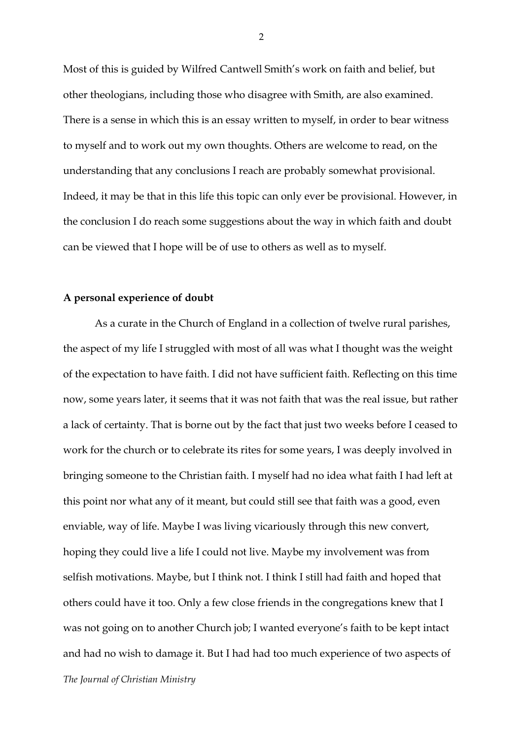Most of this is guided by Wilfred Cantwell Smith's work on faith and belief, but other theologians, including those who disagree with Smith, are also examined. There is a sense in which this is an essay written to myself, in order to bear witness to myself and to work out my own thoughts. Others are welcome to read, on the understanding that any conclusions I reach are probably somewhat provisional. Indeed, it may be that in this life this topic can only ever be provisional. However, in the conclusion I do reach some suggestions about the way in which faith and doubt can be viewed that I hope will be of use to others as well as to myself.

**A personal experience of doubt**

As a curate in the Church of England in a collection of twelve rural parishes, the aspect of my life I struggled with most of all was what I thought was the weight of the expectation to have faith. I did not have sufficient faith. Reflecting on this time now, some years later, it seems that it was not faith that was the real issue, but rather a lack of certainty. That is borne out by the fact that just two weeks before I ceased to work for the church or to celebrate its rites for some years, I was deeply involved in bringing someone to the Christian faith. I myself had no idea what faith I had left at this point nor what any of it meant, but could still see that faith was a good, even enviable, way of life. Maybe I was living vicariously through this new convert, hoping they could live a life I could not live. Maybe my involvement was from selfish motivations. Maybe, but I think not. I think I still had faith and hoped that others could have it too. Only a few close friends in the congregations knew that I was not going on to another Church job; I wanted everyone's faith to be kept intact and had no wish to damage it. But I had had too much experience of two aspects of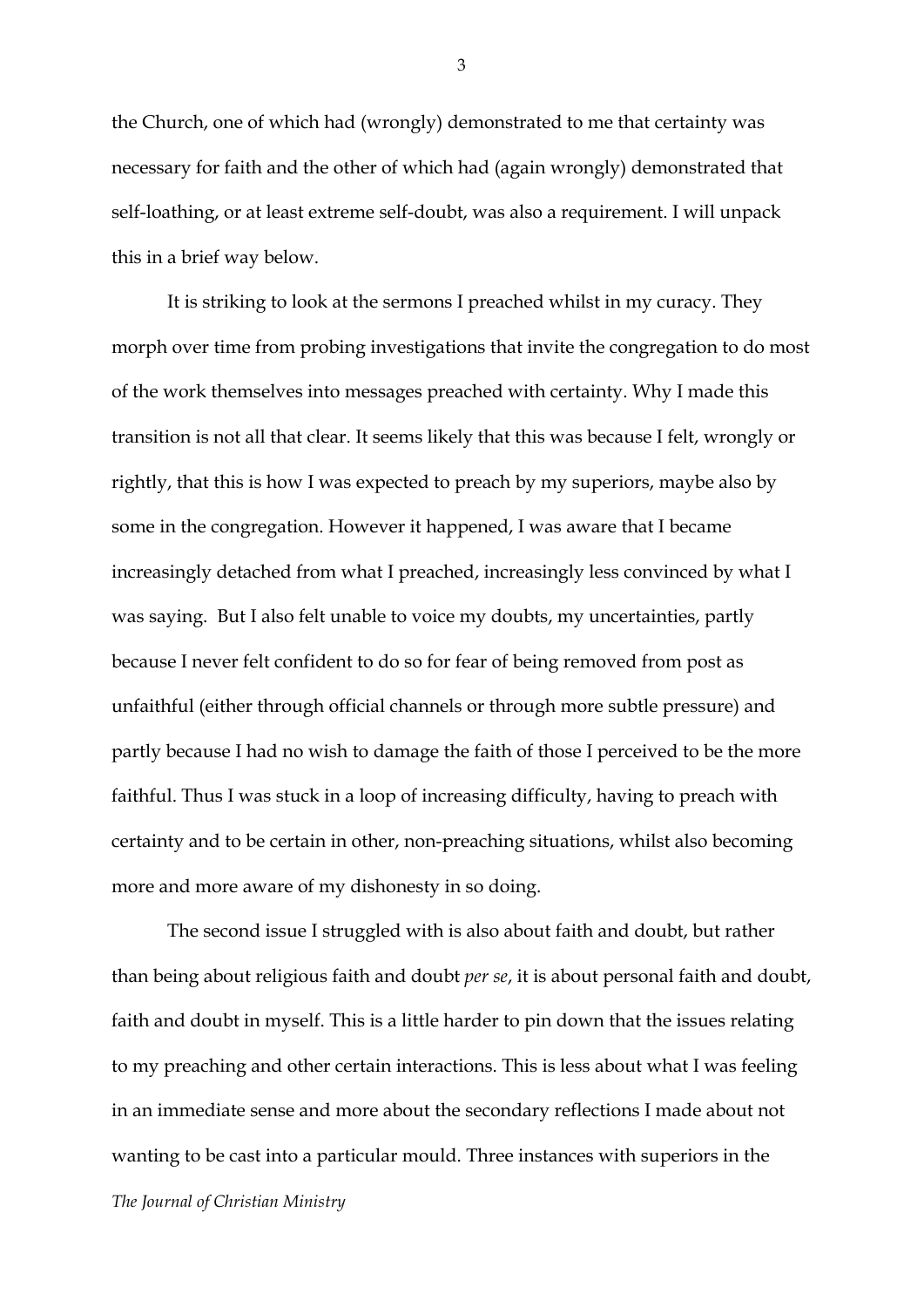the Church, one of which had (wrongly) demonstrated to me that certainty was necessary for faith and the other of which had (again wrongly) demonstrated that self-loathing, or at least extreme self-doubt, was also a requirement. I will unpack this in a brief way below.

It is striking to look at the sermons I preached whilst in my curacy. They morph over time from probing investigations that invite the congregation to do most of the work themselves into messages preached with certainty. Why I made this transition is not all that clear. It seems likely that this was because I felt, wrongly or rightly, that this is how I was expected to preach by my superiors, maybe also by some in the congregation. However it happened, I was aware that I became increasingly detached from what I preached, increasingly less convinced by what I was saying. But I also felt unable to voice my doubts, my uncertainties, partly because I never felt confident to do so for fear of being removed from post as unfaithful (either through official channels or through more subtle pressure) and partly because I had no wish to damage the faith of those I perceived to be the more faithful. Thus I was stuck in a loop of increasing difficulty, having to preach with certainty and to be certain in other, non-preaching situations, whilst also becoming more and more aware of my dishonesty in so doing.

The second issue I struggled with is also about faith and doubt, but rather than being about religious faith and doubt *per se*, it is about personal faith and doubt, faith and doubt in myself. This is a little harder to pin down that the issues relating to my preaching and other certain interactions. This is less about what I was feeling in an immediate sense and more about the secondary reflections I made about not wanting to be cast into a particular mould. Three instances with superiors in the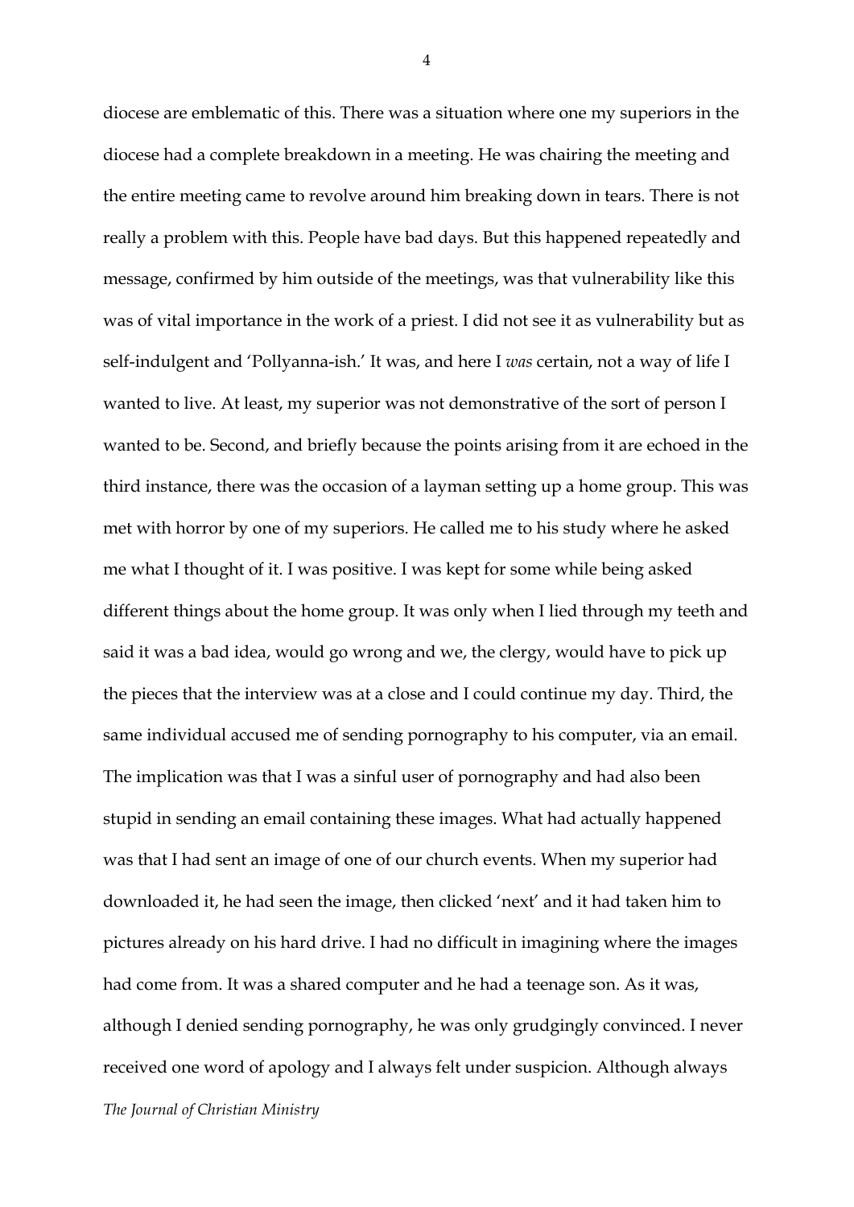diocese are emblematic of this. There was a situation where one my superiors in the diocese had a complete breakdown in a meeting. He was chairing the meeting and the entire meeting came to revolve around him breaking down in tears. There is not really a problem with this. People have bad days. But this happened repeatedly and message, confirmed by him outside of the meetings, was that vulnerability like this was of vital importance in the work of a priest. I did not see it as vulnerability but as self-indulgent and 'Pollyanna-ish.' It was, and here I *was* certain, not a way of life I wanted to live. At least, my superior was not demonstrative of the sort of person I wanted to be. Second, and briefly because the points arising from it are echoed in the third instance, there was the occasion of a layman setting up a home group. This was met with horror by one of my superiors. He called me to his study where he asked me what I thought of it. I was positive. I was kept for some while being asked different things about the home group. It was only when I lied through my teeth and said it was a bad idea, would go wrong and we, the clergy, would have to pick up the pieces that the interview was at a close and I could continue my day. Third, the same individual accused me of sending pornography to his computer, via an email. The implication was that I was a sinful user of pornography and had also been stupid in sending an email containing these images. What had actually happened was that I had sent an image of one of our church events. When my superior had downloaded it, he had seen the image, then clicked 'next' and it had taken him to pictures already on his hard drive. I had no difficult in imagining where the images had come from. It was a shared computer and he had a teenage son. As it was, although I denied sending pornography, he was only grudgingly convinced. I never received one word of apology and I always felt under suspicion. Although always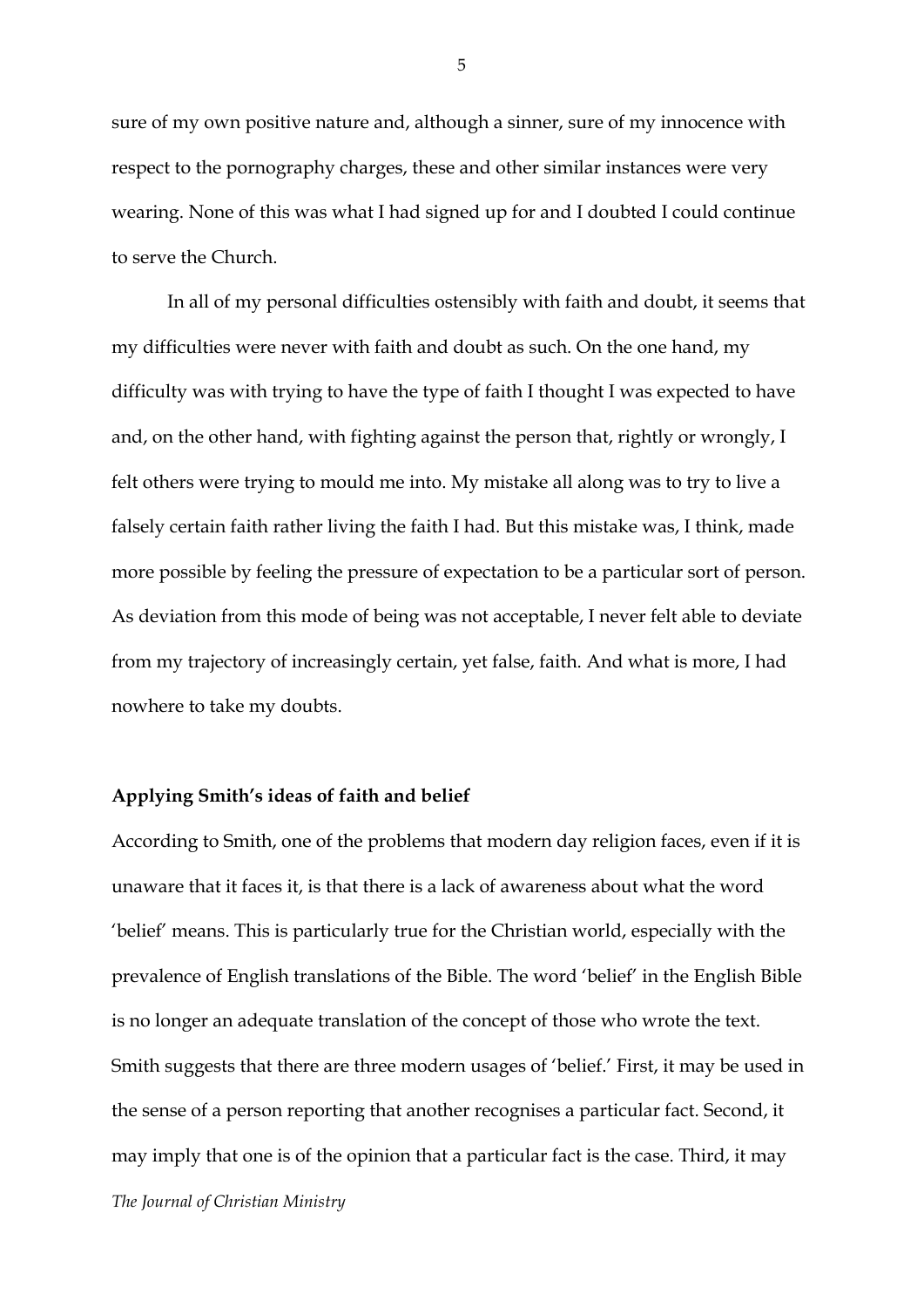sure of my own positive nature and, although a sinner, sure of my innocence with respect to the pornography charges, these and other similar instances were very wearing. None of this was what I had signed up for and I doubted I could continue to serve the Church.

In all of my personal difficulties ostensibly with faith and doubt, it seems that my difficulties were never with faith and doubt as such. On the one hand, my difficulty was with trying to have the type of faith I thought I was expected to have and, on the other hand, with fighting against the person that, rightly or wrongly, I felt others were trying to mould me into. My mistake all along was to try to live a falsely certain faith rather living the faith I had. But this mistake was, I think, made more possible by feeling the pressure of expectation to be a particular sort of person. As deviation from this mode of being was not acceptable, I never felt able to deviate from my trajectory of increasingly certain, yet false, faith. And what is more, I had nowhere to take my doubts.

**Applying Smith's ideas of faith and belief**

According to Smith, one of the problems that modern day religion faces, even if it is unaware that it faces it, is that there is a lack of awareness about what the word 'belief' means. This is particularly true for the Christian world, especially with the prevalence of English translations of the Bible. The word 'belief' in the English Bible is no longer an adequate translation of the concept of those who wrote the text. Smith suggests that there are three modern usages of 'belief.' First, it may be used in the sense of a person reporting that another recognises a particular fact. Second, it may imply that one is of the opinion that a particular fact is the case. Third, it may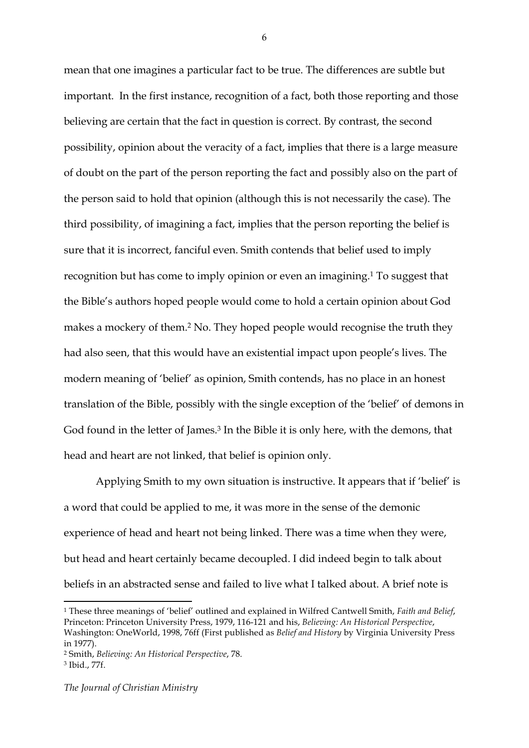mean that one imagines a particular fact to be true. The differences are subtle but important. In the first instance, recognition of a fact, both those reporting and those believing are certain that the fact in question is correct. By contrast, the second possibility, opinion about the veracity of a fact, implies that there is a large measure of doubt on the part of the person reporting the fact and possibly also on the part of the person said to hold that opinion (although this is not necessarily the case). The third possibility, of imagining a fact, implies that the person reporting the belief is sure that it is incorrect, fanciful even. Smith contends that belief used to imply recognition but has come to imply opinion or even an imagining.[1] To suggest that the Bible's authors hoped people would come to hold a certain opinion about God makes a mockery of them.[2] No. They hoped people would recognise the truth they had also seen, that this would have an existential impact upon people's lives. The modern meaning of 'belief' as opinion, Smith contends, has no place in an honest translation of the Bible, possibly with the single exception of the 'belief' of demons in God found in the letter of James.[3] In the Bible it is only here, with the demons, that head and heart are not linked, that belief is opinion only.

Applying Smith to my own situation is instructive. It appears that if 'belief' is a word that could be applied to me, it was more in the sense of the demonic experience of head and heart not being linked. There was a time when they were, but head and heart certainly became decoupled. I did indeed begin to talk about beliefs in an abstracted sense and failed to live what I talked about. A brief note is

---

[1] These three meanings of 'belief' outlined and explained in Wilfred Cantwell Smith, *Faith and Belief*, Princeton: Princeton University Press, 1979, 116-121 and his, *Believing: An Historical Perspective*, Washington: OneWorld, 1998, 76ff (First published as *Belief and History* by Virginia University Press in 1977).

[2] Smith, *Believing: An Historical Perspective*, 78.

[3] Ibid., 77f.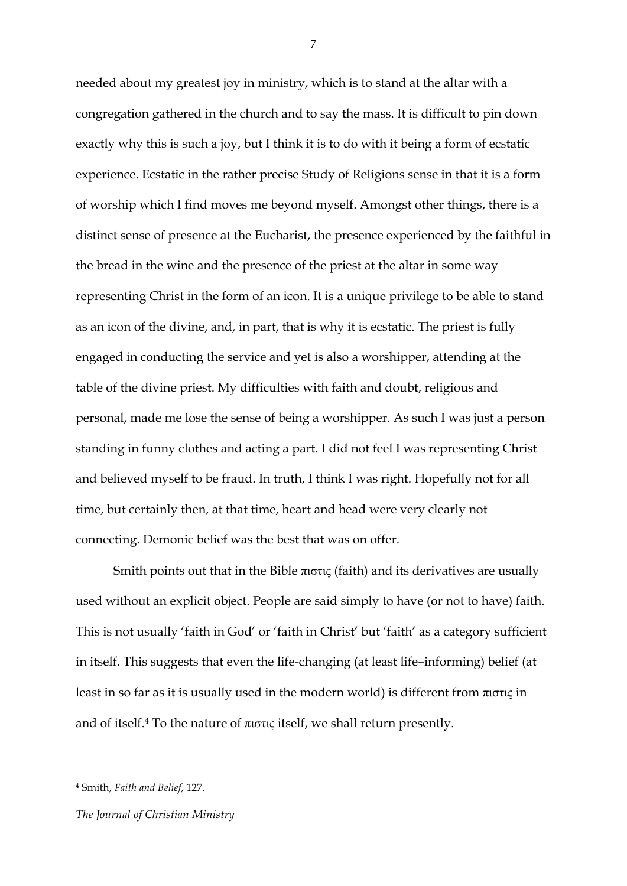needed about my greatest joy in ministry, which is to stand at the altar with a congregation gathered in the church and to say the mass. It is difficult to pin down exactly why this is such a joy, but I think it is to do with it being a form of ecstatic experience. Ecstatic in the rather precise Study of Religions sense in that it is a form of worship which I find moves me beyond myself. Amongst other things, there is a distinct sense of presence at the Eucharist, the presence experienced by the faithful in the bread in the wine and the presence of the priest at the altar in some way representing Christ in the form of an icon. It is a unique privilege to be able to stand as an icon of the divine, and, in part, that is why it is ecstatic. The priest is fully engaged in conducting the service and yet is also a worshipper, attending at the table of the divine priest. My difficulties with faith and doubt, religious and personal, made me lose the sense of being a worshipper. As such I was just a person standing in funny clothes and acting a part. I did not feel I was representing Christ and believed myself to be fraud. In truth, I think I was right. Hopefully not for all time, but certainly then, at that time, heart and head were very clearly not connecting. Demonic belief was the best that was on offer.

Smith points out that in the Bible πιστις (faith) and its derivatives are usually used without an explicit object. People are said simply to have (or not to have) faith. This is not usually 'faith in God' or 'faith in Christ' but 'faith' as a category sufficient in itself. This suggests that even the life-changing (at least life–informing) belief (at least in so far as it is usually used in the modern world) is different from πιστις in and of itself.[4] To the nature of πιστις itself, we shall return presently.

---

[4] Smith, *Faith and Belief*, 127.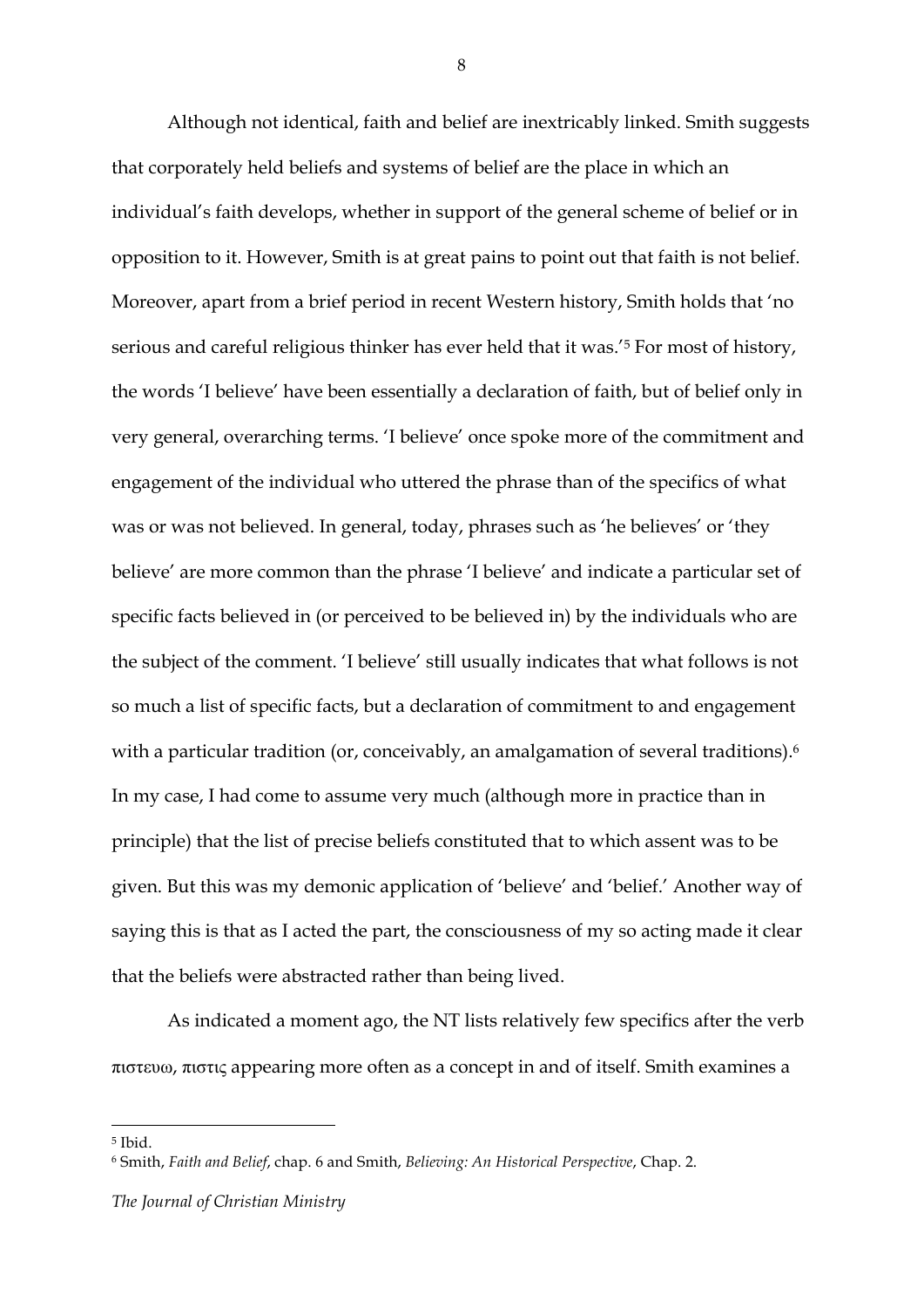Although not identical, faith and belief are inextricably linked. Smith suggests that corporately held beliefs and systems of belief are the place in which an individual's faith develops, whether in support of the general scheme of belief or in opposition to it. However, Smith is at great pains to point out that faith is not belief. Moreover, apart from a brief period in recent Western history, Smith holds that 'no serious and careful religious thinker has ever held that it was.'[5] For most of history, the words 'I believe' have been essentially a declaration of faith, but of belief only in very general, overarching terms. 'I believe' once spoke more of the commitment and engagement of the individual who uttered the phrase than of the specifics of what was or was not believed. In general, today, phrases such as 'he believes' or 'they believe' are more common than the phrase 'I believe' and indicate a particular set of specific facts believed in (or perceived to be believed in) by the individuals who are the subject of the comment. 'I believe' still usually indicates that what follows is not so much a list of specific facts, but a declaration of commitment to and engagement with a particular tradition (or, conceivably, an amalgamation of several traditions).[6] In my case, I had come to assume very much (although more in practice than in principle) that the list of precise beliefs constituted that to which assent was to be given. But this was my demonic application of 'believe' and 'belief.' Another way of saying this is that as I acted the part, the consciousness of my so acting made it clear that the beliefs were abstracted rather than being lived.

As indicated a moment ago, the NT lists relatively few specifics after the verb πιστευω, πιστις appearing more often as a concept in and of itself. Smith examines a

---

[5] Ibid.

[6] Smith, *Faith and Belief*, chap. 6 and Smith, *Believing: An Historical Perspective*, Chap. 2.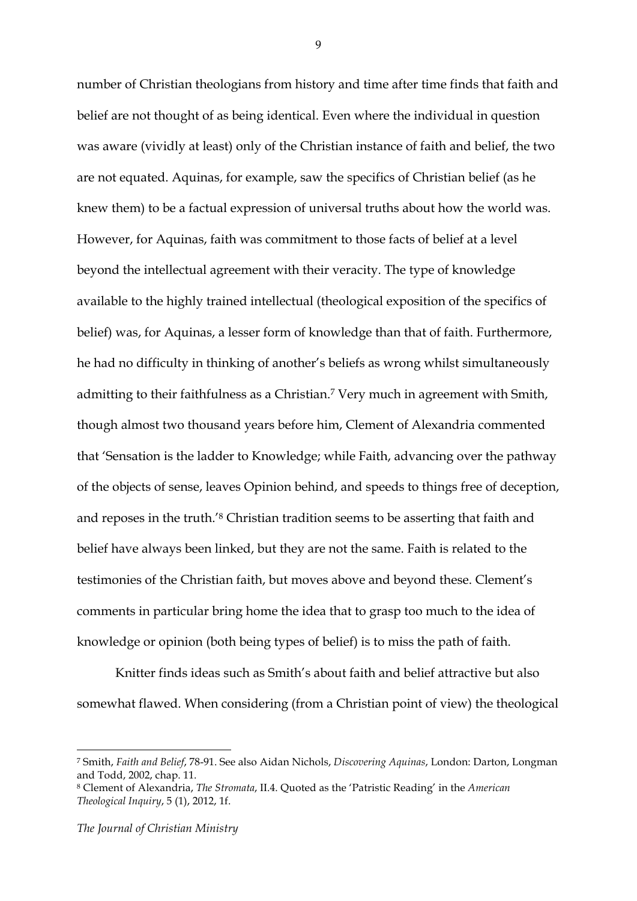number of Christian theologians from history and time after time finds that faith and belief are not thought of as being identical. Even where the individual in question was aware (vividly at least) only of the Christian instance of faith and belief, the two are not equated. Aquinas, for example, saw the specifics of Christian belief (as he knew them) to be a factual expression of universal truths about how the world was. However, for Aquinas, faith was commitment to those facts of belief at a level beyond the intellectual agreement with their veracity. The type of knowledge available to the highly trained intellectual (theological exposition of the specifics of belief) was, for Aquinas, a lesser form of knowledge than that of faith. Furthermore, he had no difficulty in thinking of another's beliefs as wrong whilst simultaneously admitting to their faithfulness as a Christian.[7] Very much in agreement with Smith, though almost two thousand years before him, Clement of Alexandria commented that 'Sensation is the ladder to Knowledge; while Faith, advancing over the pathway of the objects of sense, leaves Opinion behind, and speeds to things free of deception, and reposes in the truth.'[8] Christian tradition seems to be asserting that faith and belief have always been linked, but they are not the same. Faith is related to the testimonies of the Christian faith, but moves above and beyond these. Clement's comments in particular bring home the idea that to grasp too much to the idea of knowledge or opinion (both being types of belief) is to miss the path of faith.

Knitter finds ideas such as Smith's about faith and belief attractive but also somewhat flawed. When considering (from a Christian point of view) the theological

---

[7] Smith, *Faith and Belief*, 78-91. See also Aidan Nichols, *Discovering Aquinas*, London: Darton, Longman and Todd, 2002, chap. 11.

[8] Clement of Alexandria, *The Stromata*, II.4. Quoted as the 'Patristic Reading' in the *American Theological Inquiry*, 5 (1), 2012, 1f.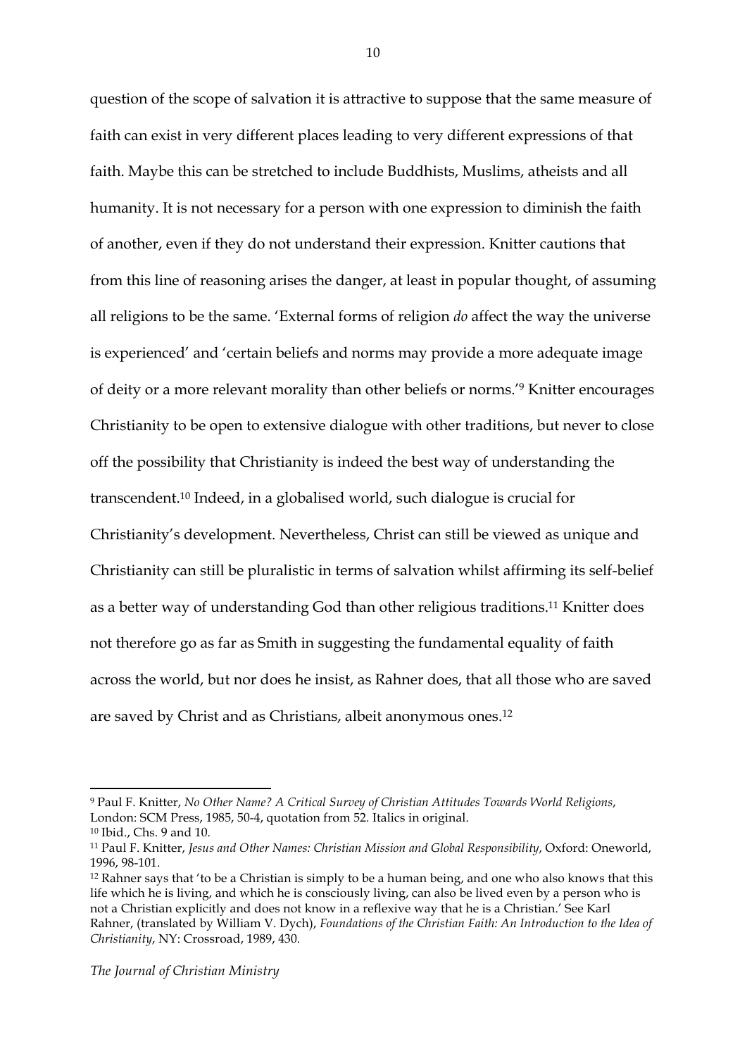question of the scope of salvation it is attractive to suppose that the same measure of faith can exist in very different places leading to very different expressions of that faith. Maybe this can be stretched to include Buddhists, Muslims, atheists and all humanity. It is not necessary for a person with one expression to diminish the faith of another, even if they do not understand their expression. Knitter cautions that from this line of reasoning arises the danger, at least in popular thought, of assuming all religions to be the same. 'External forms of religion *do* affect the way the universe is experienced' and 'certain beliefs and norms may provide a more adequate image of deity or a more relevant morality than other beliefs or norms.'[9] Knitter encourages Christianity to be open to extensive dialogue with other traditions, but never to close off the possibility that Christianity is indeed the best way of understanding the transcendent.[10] Indeed, in a globalised world, such dialogue is crucial for Christianity's development. Nevertheless, Christ can still be viewed as unique and Christianity can still be pluralistic in terms of salvation whilst affirming its self-belief as a better way of understanding God than other religious traditions.[11] Knitter does not therefore go as far as Smith in suggesting the fundamental equality of faith across the world, but nor does he insist, as Rahner does, that all those who are saved are saved by Christ and as Christians, albeit anonymous ones.[12]

---

[9] Paul F. Knitter, *No Other Name? A Critical Survey of Christian Attitudes Towards World Religions*, London: SCM Press, 1985, 50-4, quotation from 52. Italics in original.

[10] Ibid., Chs. 9 and 10.

[11] Paul F. Knitter, *Jesus and Other Names: Christian Mission and Global Responsibility*, Oxford: Oneworld, 1996, 98-101.

[12] Rahner says that 'to be a Christian is simply to be a human being, and one who also knows that this life which he is living, and which he is consciously living, can also be lived even by a person who is not a Christian explicitly and does not know in a reflexive way that he is a Christian.' See Karl Rahner, (translated by William V. Dych), *Foundations of the Christian Faith: An Introduction to the Idea of Christianity*, NY: Crossroad, 1989, 430.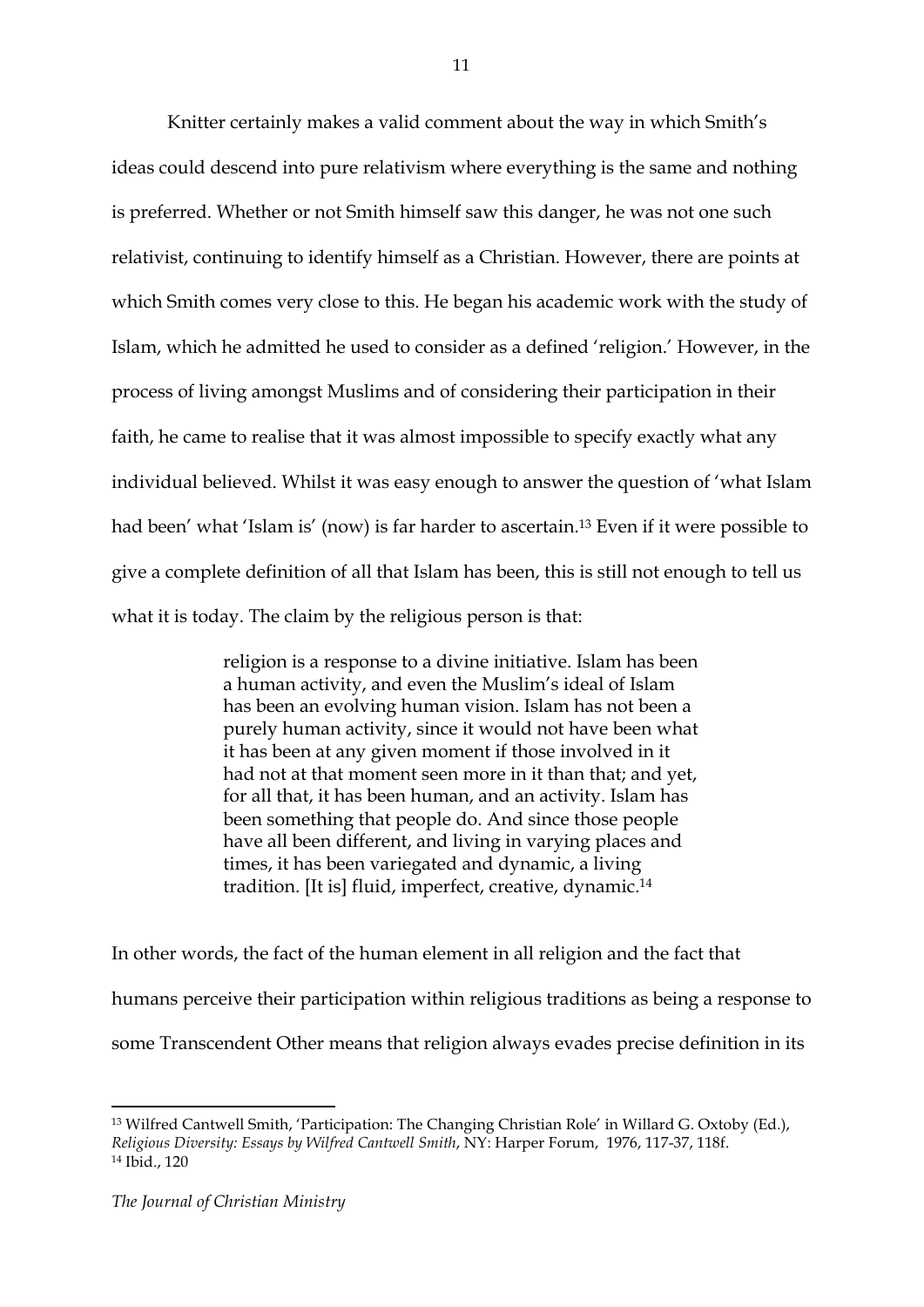Knitter certainly makes a valid comment about the way in which Smith's ideas could descend into pure relativism where everything is the same and nothing is preferred. Whether or not Smith himself saw this danger, he was not one such relativist, continuing to identify himself as a Christian. However, there are points at which Smith comes very close to this. He began his academic work with the study of Islam, which he admitted he used to consider as a defined 'religion.' However, in the process of living amongst Muslims and of considering their participation in their faith, he came to realise that it was almost impossible to specify exactly what any individual believed. Whilst it was easy enough to answer the question of 'what Islam had been' what 'Islam is' (now) is far harder to ascertain.[13] Even if it were possible to give a complete definition of all that Islam has been, this is still not enough to tell us what it is today. The claim by the religious person is that:

> religion is a response to a divine initiative. Islam has been a human activity, and even the Muslim's ideal of Islam has been an evolving human vision. Islam has not been a purely human activity, since it would not have been what it has been at any given moment if those involved in it had not at that moment seen more in it than that; and yet, for all that, it has been human, and an activity. Islam has been something that people do. And since those people have all been different, and living in varying places and times, it has been variegated and dynamic, a living tradition. [It is] fluid, imperfect, creative, dynamic.[14]

In other words, the fact of the human element in all religion and the fact that humans perceive their participation within religious traditions as being a response to some Transcendent Other means that religion always evades precise definition in its

---

[13] Wilfred Cantwell Smith, 'Participation: The Changing Christian Role' in Willard G. Oxtoby (Ed.), *Religious Diversity: Essays by Wilfred Cantwell Smith*, NY: Harper Forum, 1976, 117-37, 118f.

[14] Ibid., 120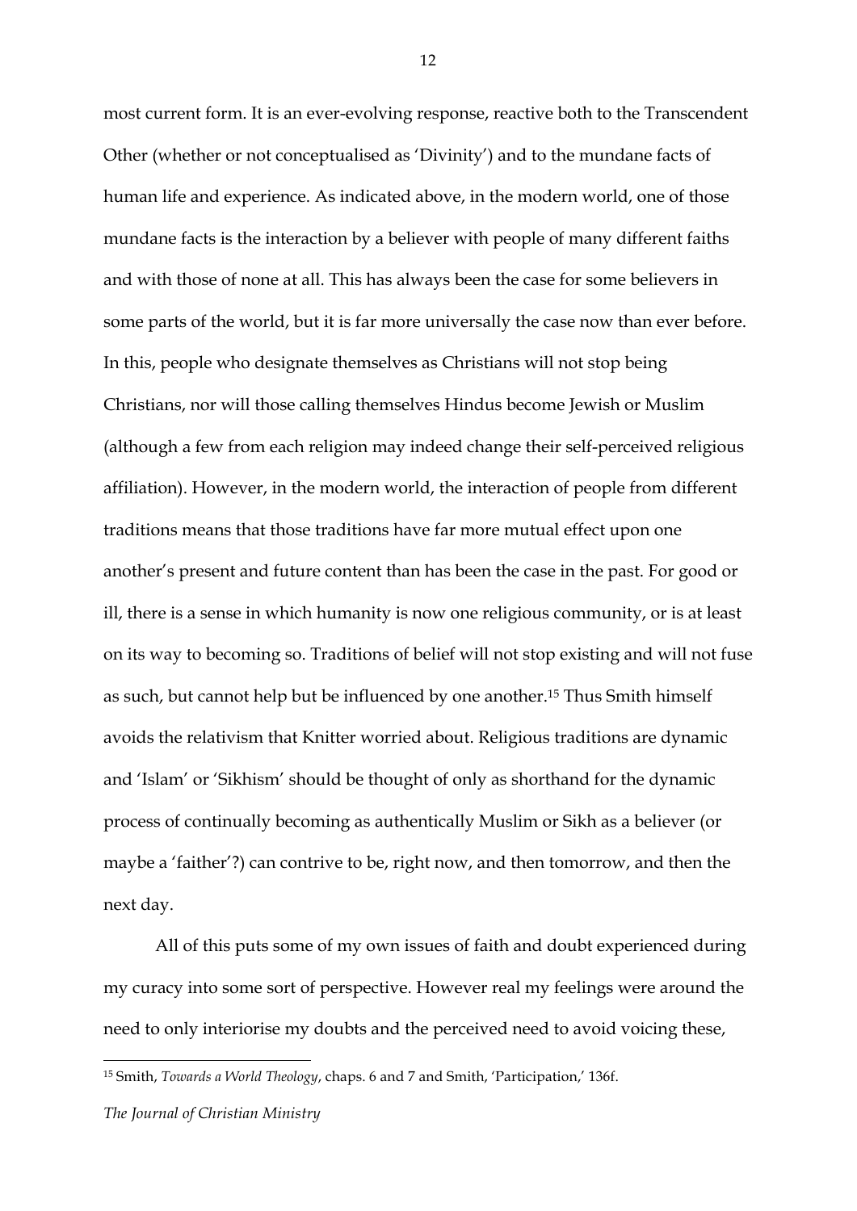most current form. It is an ever-evolving response, reactive both to the Transcendent Other (whether or not conceptualised as 'Divinity') and to the mundane facts of human life and experience. As indicated above, in the modern world, one of those mundane facts is the interaction by a believer with people of many different faiths and with those of none at all. This has always been the case for some believers in some parts of the world, but it is far more universally the case now than ever before. In this, people who designate themselves as Christians will not stop being Christians, nor will those calling themselves Hindus become Jewish or Muslim (although a few from each religion may indeed change their self-perceived religious affiliation). However, in the modern world, the interaction of people from different traditions means that those traditions have far more mutual effect upon one another's present and future content than has been the case in the past. For good or ill, there is a sense in which humanity is now one religious community, or is at least on its way to becoming so. Traditions of belief will not stop existing and will not fuse as such, but cannot help but be influenced by one another.[15] Thus Smith himself avoids the relativism that Knitter worried about. Religious traditions are dynamic and 'Islam' or 'Sikhism' should be thought of only as shorthand for the dynamic process of continually becoming as authentically Muslim or Sikh as a believer (or maybe a 'faither'?) can contrive to be, right now, and then tomorrow, and then the next day.

All of this puts some of my own issues of faith and doubt experienced during my curacy into some sort of perspective. However real my feelings were around the need to only interiorise my doubts and the perceived need to avoid voicing these,

---

[15] Smith, *Towards a World Theology*, chaps. 6 and 7 and Smith, 'Participation,' 136f.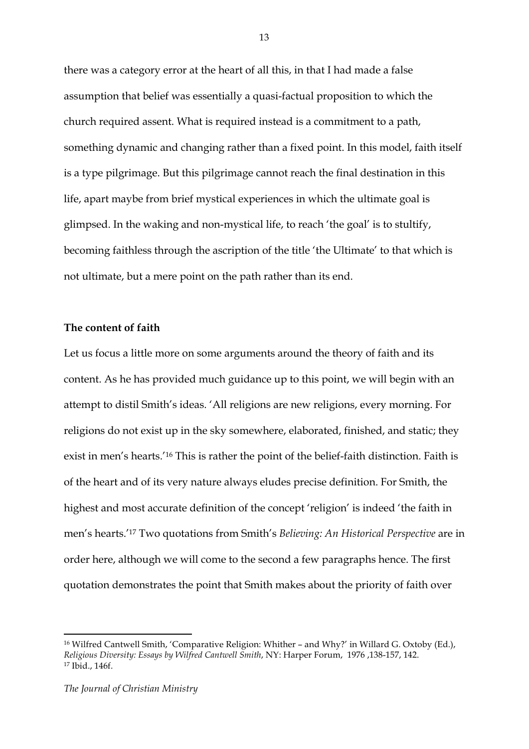there was a category error at the heart of all this, in that I had made a false assumption that belief was essentially a quasi-factual proposition to which the church required assent. What is required instead is a commitment to a path, something dynamic and changing rather than a fixed point. In this model, faith itself is a type pilgrimage. But this pilgrimage cannot reach the final destination in this life, apart maybe from brief mystical experiences in which the ultimate goal is glimpsed. In the waking and non-mystical life, to reach 'the goal' is to stultify, becoming faithless through the ascription of the title 'the Ultimate' to that which is not ultimate, but a mere point on the path rather than its end.

**The content of faith**

Let us focus a little more on some arguments around the theory of faith and its content. As he has provided much guidance up to this point, we will begin with an attempt to distil Smith's ideas. 'All religions are new religions, every morning. For religions do not exist up in the sky somewhere, elaborated, finished, and static; they exist in men's hearts.'[16] This is rather the point of the belief-faith distinction. Faith is of the heart and of its very nature always eludes precise definition. For Smith, the highest and most accurate definition of the concept 'religion' is indeed 'the faith in men's hearts.'[17] Two quotations from Smith's *Believing: An Historical Perspective* are in order here, although we will come to the second a few paragraphs hence. The first quotation demonstrates the point that Smith makes about the priority of faith over

---

[16] Wilfred Cantwell Smith, 'Comparative Religion: Whither – and Why?' in Willard G. Oxtoby (Ed.), *Religious Diversity: Essays by Wilfred Cantwell Smith*, NY: Harper Forum, 1976 ,138-157, 142.
[17] Ibid., 146f.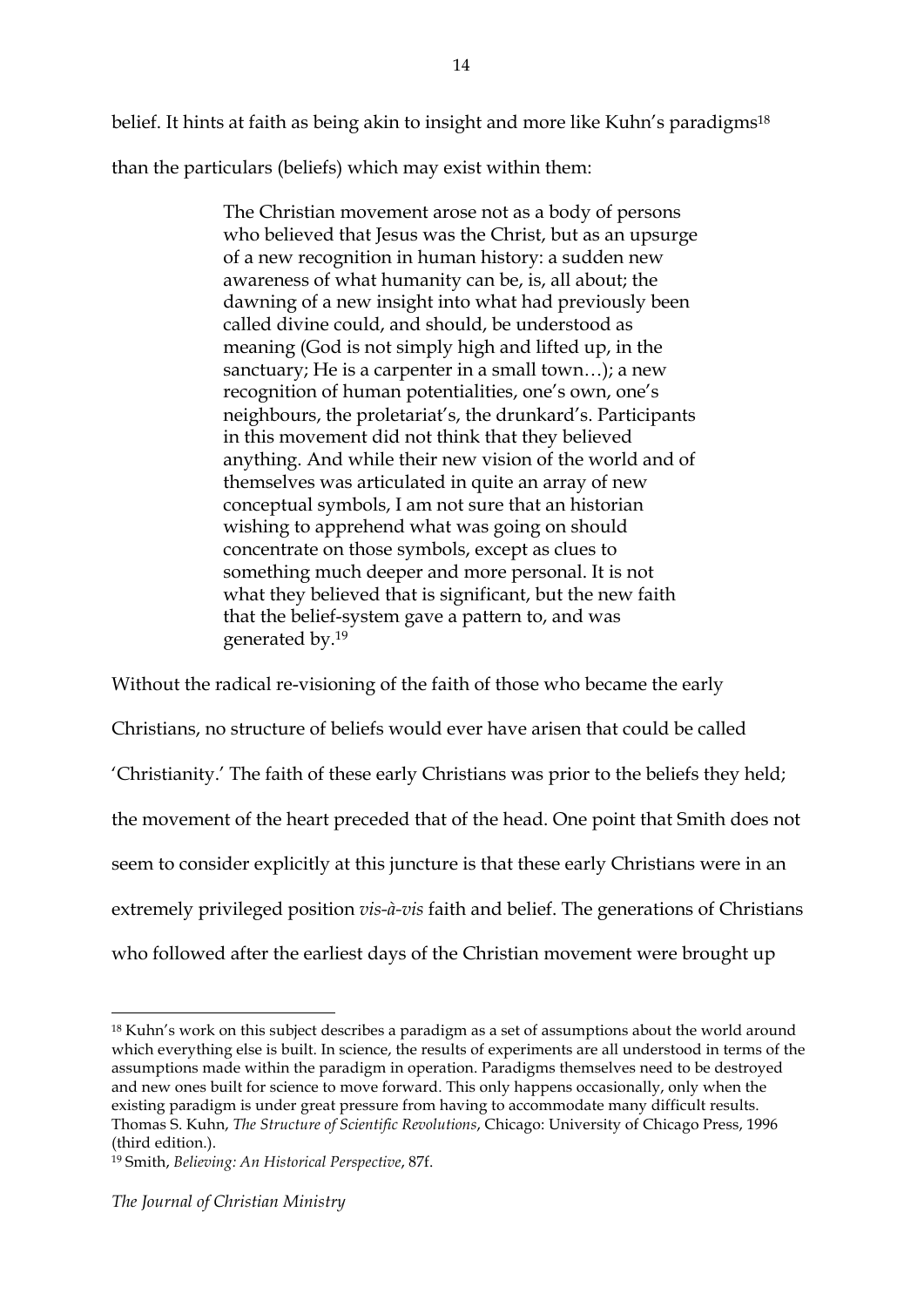belief. It hints at faith as being akin to insight and more like Kuhn's paradigms[18] than the particulars (beliefs) which may exist within them:

> The Christian movement arose not as a body of persons who believed that Jesus was the Christ, but as an upsurge of a new recognition in human history: a sudden new awareness of what humanity can be, is, all about; the dawning of a new insight into what had previously been called divine could, and should, be understood as meaning (God is not simply high and lifted up, in the sanctuary; He is a carpenter in a small town…); a new recognition of human potentialities, one's own, one's neighbours, the proletariat's, the drunkard's. Participants in this movement did not think that they believed anything. And while their new vision of the world and of themselves was articulated in quite an array of new conceptual symbols, I am not sure that an historian wishing to apprehend what was going on should concentrate on those symbols, except as clues to something much deeper and more personal. It is not what they believed that is significant, but the new faith that the belief-system gave a pattern to, and was generated by.[19]

Without the radical re-visioning of the faith of those who became the early Christians, no structure of beliefs would ever have arisen that could be called 'Christianity.' The faith of these early Christians was prior to the beliefs they held; the movement of the heart preceded that of the head. One point that Smith does not seem to consider explicitly at this juncture is that these early Christians were in an extremely privileged position *vis-à-vis* faith and belief. The generations of Christians who followed after the earliest days of the Christian movement were brought up

---

[18] Kuhn's work on this subject describes a paradigm as a set of assumptions about the world around which everything else is built. In science, the results of experiments are all understood in terms of the assumptions made within the paradigm in operation. Paradigms themselves need to be destroyed and new ones built for science to move forward. This only happens occasionally, only when the existing paradigm is under great pressure from having to accommodate many difficult results. Thomas S. Kuhn, *The Structure of Scientific Revolutions*, Chicago: University of Chicago Press, 1996 (third edition.).

[19] Smith, *Believing: An Historical Perspective*, 87f.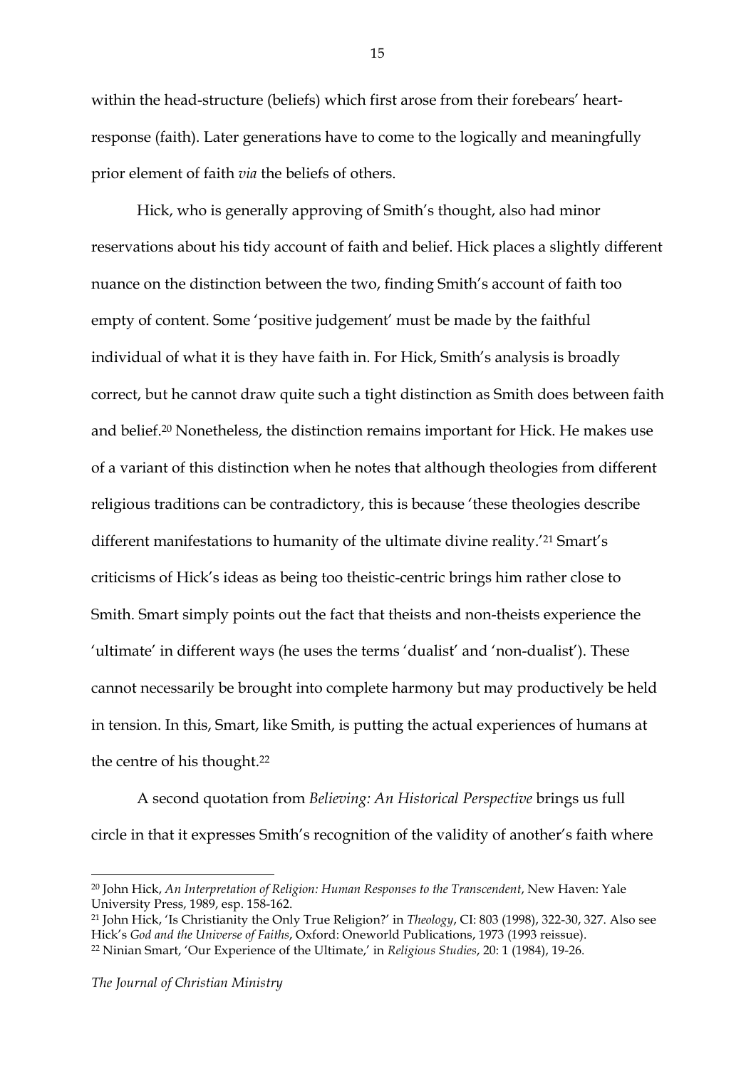within the head-structure (beliefs) which first arose from their forebears' heart-response (faith). Later generations have to come to the logically and meaningfully prior element of faith *via* the beliefs of others.

Hick, who is generally approving of Smith's thought, also had minor reservations about his tidy account of faith and belief. Hick places a slightly different nuance on the distinction between the two, finding Smith's account of faith too empty of content. Some 'positive judgement' must be made by the faithful individual of what it is they have faith in. For Hick, Smith's analysis is broadly correct, but he cannot draw quite such a tight distinction as Smith does between faith and belief.[20] Nonetheless, the distinction remains important for Hick. He makes use of a variant of this distinction when he notes that although theologies from different religious traditions can be contradictory, this is because 'these theologies describe different manifestations to humanity of the ultimate divine reality.'[21] Smart's criticisms of Hick's ideas as being too theistic-centric brings him rather close to Smith. Smart simply points out the fact that theists and non-theists experience the 'ultimate' in different ways (he uses the terms 'dualist' and 'non-dualist'). These cannot necessarily be brought into complete harmony but may productively be held in tension. In this, Smart, like Smith, is putting the actual experiences of humans at the centre of his thought.[22]

A second quotation from *Believing: An Historical Perspective* brings us full circle in that it expresses Smith's recognition of the validity of another's faith where

---

[20] John Hick, *An Interpretation of Religion: Human Responses to the Transcendent*, New Haven: Yale University Press, 1989, esp. 158-162.

[21] John Hick, 'Is Christianity the Only True Religion?' in *Theology*, CI: 803 (1998), 322-30, 327. Also see Hick's *God and the Universe of Faiths*, Oxford: Oneworld Publications, 1973 (1993 reissue).

[22] Ninian Smart, 'Our Experience of the Ultimate,' in *Religious Studies*, 20: 1 (1984), 19-26.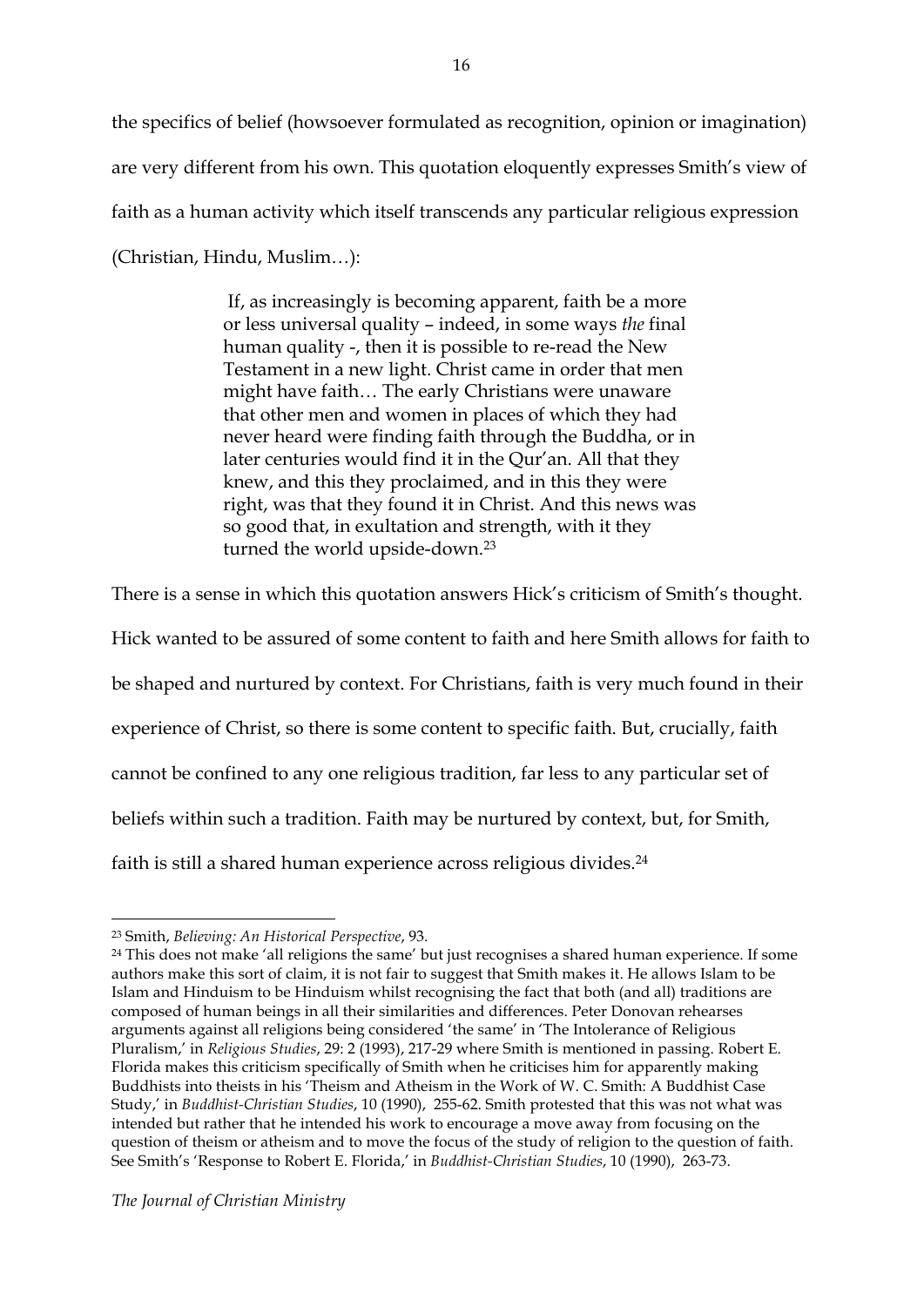the specifics of belief (howsoever formulated as recognition, opinion or imagination) are very different from his own. This quotation eloquently expresses Smith's view of faith as a human activity which itself transcends any particular religious expression (Christian, Hindu, Muslim…):

> If, as increasingly is becoming apparent, faith be a more or less universal quality – indeed, in some ways *the* final human quality -, then it is possible to re-read the New Testament in a new light. Christ came in order that men might have faith… The early Christians were unaware that other men and women in places of which they had never heard were finding faith through the Buddha, or in later centuries would find it in the Qur'an. All that they knew, and this they proclaimed, and in this they were right, was that they found it in Christ. And this news was so good that, in exultation and strength, with it they turned the world upside-down.[23]

There is a sense in which this quotation answers Hick's criticism of Smith's thought. Hick wanted to be assured of some content to faith and here Smith allows for faith to be shaped and nurtured by context. For Christians, faith is very much found in their experience of Christ, so there is some content to specific faith. But, crucially, faith cannot be confined to any one religious tradition, far less to any particular set of beliefs within such a tradition. Faith may be nurtured by context, but, for Smith, faith is still a shared human experience across religious divides.[24]

---

[23] Smith, *Believing: An Historical Perspective*, 93.

[24] This does not make 'all religions the same' but just recognises a shared human experience. If some authors make this sort of claim, it is not fair to suggest that Smith makes it. He allows Islam to be Islam and Hinduism to be Hinduism whilst recognising the fact that both (and all) traditions are composed of human beings in all their similarities and differences. Peter Donovan rehearses arguments against all religions being considered 'the same' in 'The Intolerance of Religious Pluralism,' in *Religious Studies*, 29: 2 (1993), 217-29 where Smith is mentioned in passing. Robert E. Florida makes this criticism specifically of Smith when he criticises him for apparently making Buddhists into theists in his 'Theism and Atheism in the Work of W. C. Smith: A Buddhist Case Study,' in *Buddhist-Christian Studies*, 10 (1990), 255-62. Smith protested that this was not what was intended but rather that he intended his work to encourage a move away from focusing on the question of theism or atheism and to move the focus of the study of religion to the question of faith. See Smith's 'Response to Robert E. Florida,' in *Buddhist-Christian Studies*, 10 (1990), 263-73.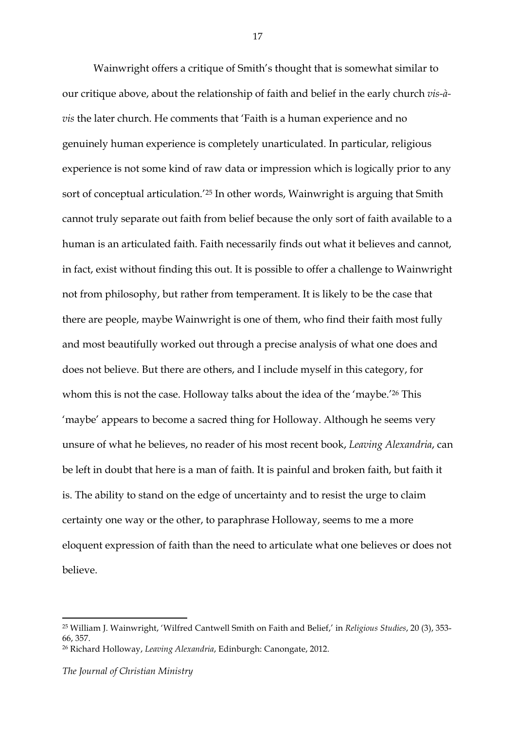Wainwright offers a critique of Smith's thought that is somewhat similar to our critique above, about the relationship of faith and belief in the early church *vis-à-vis* the later church. He comments that 'Faith is a human experience and no genuinely human experience is completely unarticulated. In particular, religious experience is not some kind of raw data or impression which is logically prior to any sort of conceptual articulation.'[25] In other words, Wainwright is arguing that Smith cannot truly separate out faith from belief because the only sort of faith available to a human is an articulated faith. Faith necessarily finds out what it believes and cannot, in fact, exist without finding this out. It is possible to offer a challenge to Wainwright not from philosophy, but rather from temperament. It is likely to be the case that there are people, maybe Wainwright is one of them, who find their faith most fully and most beautifully worked out through a precise analysis of what one does and does not believe. But there are others, and I include myself in this category, for whom this is not the case. Holloway talks about the idea of the 'maybe.'[26] This 'maybe' appears to become a sacred thing for Holloway. Although he seems very unsure of what he believes, no reader of his most recent book, *Leaving Alexandria*, can be left in doubt that here is a man of faith. It is painful and broken faith, but faith it is. The ability to stand on the edge of uncertainty and to resist the urge to claim certainty one way or the other, to paraphrase Holloway, seems to me a more eloquent expression of faith than the need to articulate what one believes or does not believe.

---

[25] William J. Wainwright, 'Wilfred Cantwell Smith on Faith and Belief,' in *Religious Studies*, 20 (3), 353-66, 357.

[26] Richard Holloway, *Leaving Alexandria*, Edinburgh: Canongate, 2012.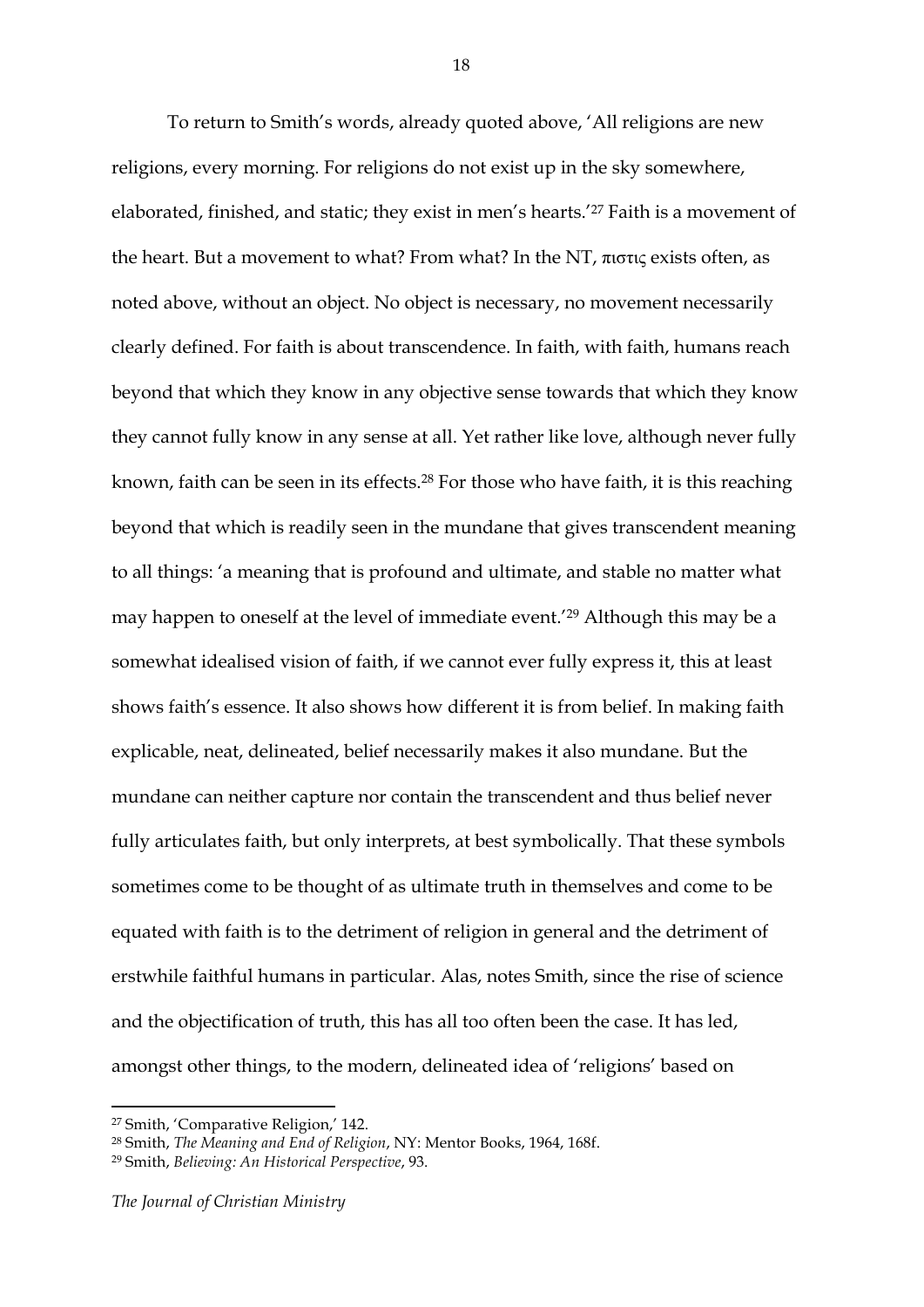To return to Smith's words, already quoted above, 'All religions are new religions, every morning. For religions do not exist up in the sky somewhere, elaborated, finished, and static; they exist in men's hearts.'[27] Faith is a movement of the heart. But a movement to what? From what? In the NT, πιστις exists often, as noted above, without an object. No object is necessary, no movement necessarily clearly defined. For faith is about transcendence. In faith, with faith, humans reach beyond that which they know in any objective sense towards that which they know they cannot fully know in any sense at all. Yet rather like love, although never fully known, faith can be seen in its effects.[28] For those who have faith, it is this reaching beyond that which is readily seen in the mundane that gives transcendent meaning to all things: 'a meaning that is profound and ultimate, and stable no matter what may happen to oneself at the level of immediate event.'[29] Although this may be a somewhat idealised vision of faith, if we cannot ever fully express it, this at least shows faith's essence. It also shows how different it is from belief. In making faith explicable, neat, delineated, belief necessarily makes it also mundane. But the mundane can neither capture nor contain the transcendent and thus belief never fully articulates faith, but only interprets, at best symbolically. That these symbols sometimes come to be thought of as ultimate truth in themselves and come to be equated with faith is to the detriment of religion in general and the detriment of erstwhile faithful humans in particular. Alas, notes Smith, since the rise of science and the objectification of truth, this has all too often been the case. It has led, amongst other things, to the modern, delineated idea of 'religions' based on

---

[27] Smith, 'Comparative Religion,' 142.

[28] Smith, *The Meaning and End of Religion*, NY: Mentor Books, 1964, 168f.

[29] Smith, *Believing: An Historical Perspective*, 93.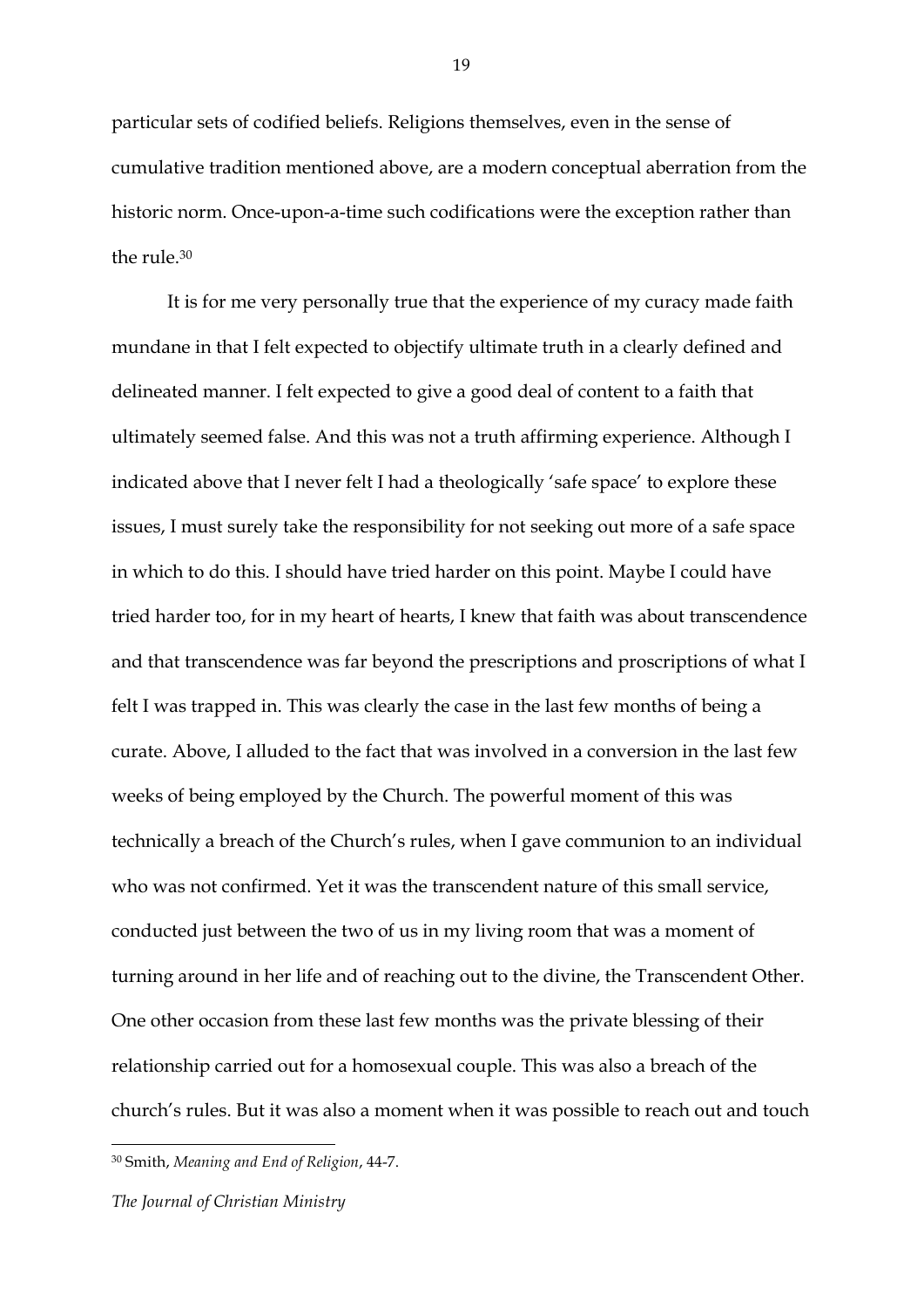particular sets of codified beliefs. Religions themselves, even in the sense of cumulative tradition mentioned above, are a modern conceptual aberration from the historic norm. Once-upon-a-time such codifications were the exception rather than the rule.[30]

It is for me very personally true that the experience of my curacy made faith mundane in that I felt expected to objectify ultimate truth in a clearly defined and delineated manner. I felt expected to give a good deal of content to a faith that ultimately seemed false. And this was not a truth affirming experience. Although I indicated above that I never felt I had a theologically 'safe space' to explore these issues, I must surely take the responsibility for not seeking out more of a safe space in which to do this. I should have tried harder on this point. Maybe I could have tried harder too, for in my heart of hearts, I knew that faith was about transcendence and that transcendence was far beyond the prescriptions and proscriptions of what I felt I was trapped in. This was clearly the case in the last few months of being a curate. Above, I alluded to the fact that was involved in a conversion in the last few weeks of being employed by the Church. The powerful moment of this was technically a breach of the Church's rules, when I gave communion to an individual who was not confirmed. Yet it was the transcendent nature of this small service, conducted just between the two of us in my living room that was a moment of turning around in her life and of reaching out to the divine, the Transcendent Other. One other occasion from these last few months was the private blessing of their relationship carried out for a homosexual couple. This was also a breach of the church's rules. But it was also a moment when it was possible to reach out and touch

[30] Smith, *Meaning and End of Religion*, 44-7.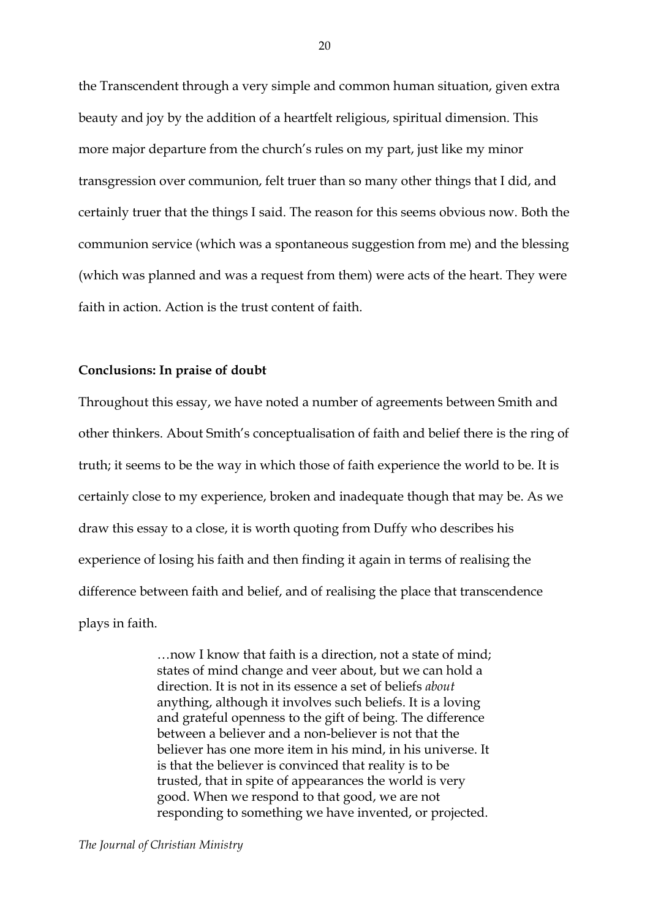the Transcendent through a very simple and common human situation, given extra beauty and joy by the addition of a heartfelt religious, spiritual dimension. This more major departure from the church's rules on my part, just like my minor transgression over communion, felt truer than so many other things that I did, and certainly truer that the things I said. The reason for this seems obvious now. Both the communion service (which was a spontaneous suggestion from me) and the blessing (which was planned and was a request from them) were acts of the heart. They were faith in action. Action is the trust content of faith.

**Conclusions: In praise of doubt**

Throughout this essay, we have noted a number of agreements between Smith and other thinkers. About Smith's conceptualisation of faith and belief there is the ring of truth; it seems to be the way in which those of faith experience the world to be. It is certainly close to my experience, broken and inadequate though that may be. As we draw this essay to a close, it is worth quoting from Duffy who describes his experience of losing his faith and then finding it again in terms of realising the difference between faith and belief, and of realising the place that transcendence plays in faith.

> …now I know that faith is a direction, not a state of mind; states of mind change and veer about, but we can hold a direction. It is not in its essence a set of beliefs *about* anything, although it involves such beliefs. It is a loving and grateful openness to the gift of being. The difference between a believer and a non-believer is not that the believer has one more item in his mind, in his universe. It is that the believer is convinced that reality is to be trusted, that in spite of appearances the world is very good. When we respond to that good, we are not responding to something we have invented, or projected.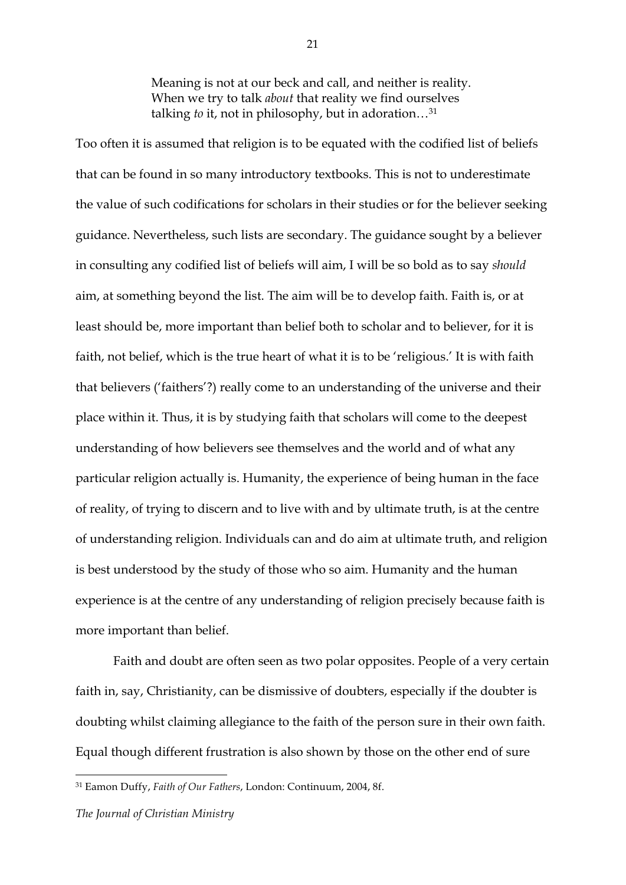> Meaning is not at our beck and call, and neither is reality. When we try to talk *about* that reality we find ourselves talking *to* it, not in philosophy, but in adoration…[31]

Too often it is assumed that religion is to be equated with the codified list of beliefs that can be found in so many introductory textbooks. This is not to underestimate the value of such codifications for scholars in their studies or for the believer seeking guidance. Nevertheless, such lists are secondary. The guidance sought by a believer in consulting any codified list of beliefs will aim, I will be so bold as to say *should* aim, at something beyond the list. The aim will be to develop faith. Faith is, or at least should be, more important than belief both to scholar and to believer, for it is faith, not belief, which is the true heart of what it is to be 'religious.' It is with faith that believers ('faithers'?) really come to an understanding of the universe and their place within it. Thus, it is by studying faith that scholars will come to the deepest understanding of how believers see themselves and the world and of what any particular religion actually is. Humanity, the experience of being human in the face of reality, of trying to discern and to live with and by ultimate truth, is at the centre of understanding religion. Individuals can and do aim at ultimate truth, and religion is best understood by the study of those who so aim. Humanity and the human experience is at the centre of any understanding of religion precisely because faith is more important than belief.

Faith and doubt are often seen as two polar opposites. People of a very certain faith in, say, Christianity, can be dismissive of doubters, especially if the doubter is doubting whilst claiming allegiance to the faith of the person sure in their own faith. Equal though different frustration is also shown by those on the other end of sure

---

[31] Eamon Duffy, *Faith of Our Fathers*, London: Continuum, 2004, 8f.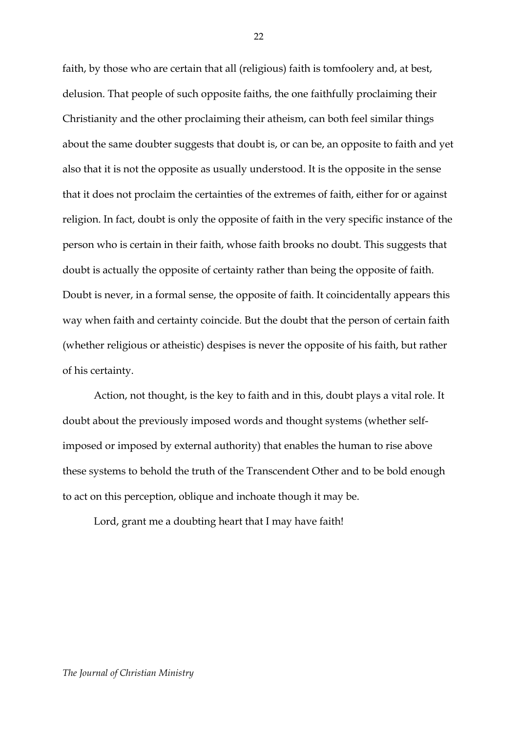faith, by those who are certain that all (religious) faith is tomfoolery and, at best, delusion. That people of such opposite faiths, the one faithfully proclaiming their Christianity and the other proclaiming their atheism, can both feel similar things about the same doubter suggests that doubt is, or can be, an opposite to faith and yet also that it is not the opposite as usually understood. It is the opposite in the sense that it does not proclaim the certainties of the extremes of faith, either for or against religion. In fact, doubt is only the opposite of faith in the very specific instance of the person who is certain in their faith, whose faith brooks no doubt. This suggests that doubt is actually the opposite of certainty rather than being the opposite of faith. Doubt is never, in a formal sense, the opposite of faith. It coincidentally appears this way when faith and certainty coincide. But the doubt that the person of certain faith (whether religious or atheistic) despises is never the opposite of his faith, but rather of his certainty.

Action, not thought, is the key to faith and in this, doubt plays a vital role. It doubt about the previously imposed words and thought systems (whether self-imposed or imposed by external authority) that enables the human to rise above these systems to behold the truth of the Transcendent Other and to be bold enough to act on this perception, oblique and inchoate though it may be.

Lord, grant me a doubting heart that I may have faith!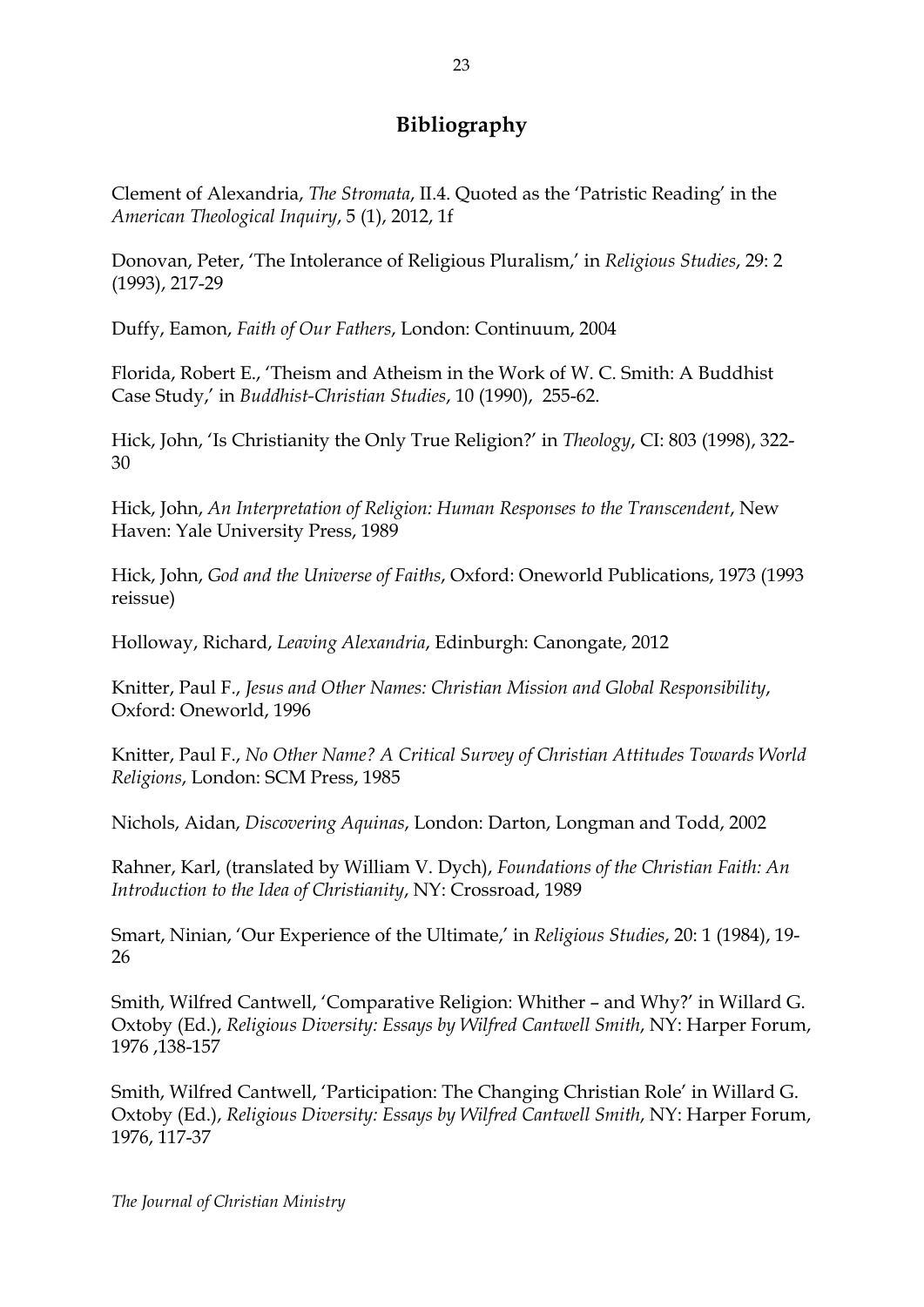## Bibliography

Clement of Alexandria, *The Stromata*, II.4. Quoted as the 'Patristic Reading' in the *American Theological Inquiry*, 5 (1), 2012, 1f

Donovan, Peter, 'The Intolerance of Religious Pluralism,' in *Religious Studies*, 29: 2 (1993), 217-29

Duffy, Eamon, *Faith of Our Fathers*, London: Continuum, 2004

Florida, Robert E., 'Theism and Atheism in the Work of W. C. Smith: A Buddhist Case Study,' in *Buddhist-Christian Studies*, 10 (1990), 255-62.

Hick, John, 'Is Christianity the Only True Religion?' in *Theology*, CI: 803 (1998), 322-30

Hick, John, *An Interpretation of Religion: Human Responses to the Transcendent*, New Haven: Yale University Press, 1989

Hick, John, *God and the Universe of Faiths*, Oxford: Oneworld Publications, 1973 (1993 reissue)

Holloway, Richard, *Leaving Alexandria*, Edinburgh: Canongate, 2012

Knitter, Paul F., *Jesus and Other Names: Christian Mission and Global Responsibility*, Oxford: Oneworld, 1996

Knitter, Paul F., *No Other Name? A Critical Survey of Christian Attitudes Towards World Religions*, London: SCM Press, 1985

Nichols, Aidan, *Discovering Aquinas*, London: Darton, Longman and Todd, 2002

Rahner, Karl, (translated by William V. Dych), *Foundations of the Christian Faith: An Introduction to the Idea of Christianity*, NY: Crossroad, 1989

Smart, Ninian, 'Our Experience of the Ultimate,' in *Religious Studies*, 20: 1 (1984), 19-26

Smith, Wilfred Cantwell, 'Comparative Religion: Whither – and Why?' in Willard G. Oxtoby (Ed.), *Religious Diversity: Essays by Wilfred Cantwell Smith*, NY: Harper Forum, 1976 ,138-157

Smith, Wilfred Cantwell, 'Participation: The Changing Christian Role' in Willard G. Oxtoby (Ed.), *Religious Diversity: Essays by Wilfred Cantwell Smith*, NY: Harper Forum, 1976, 117-37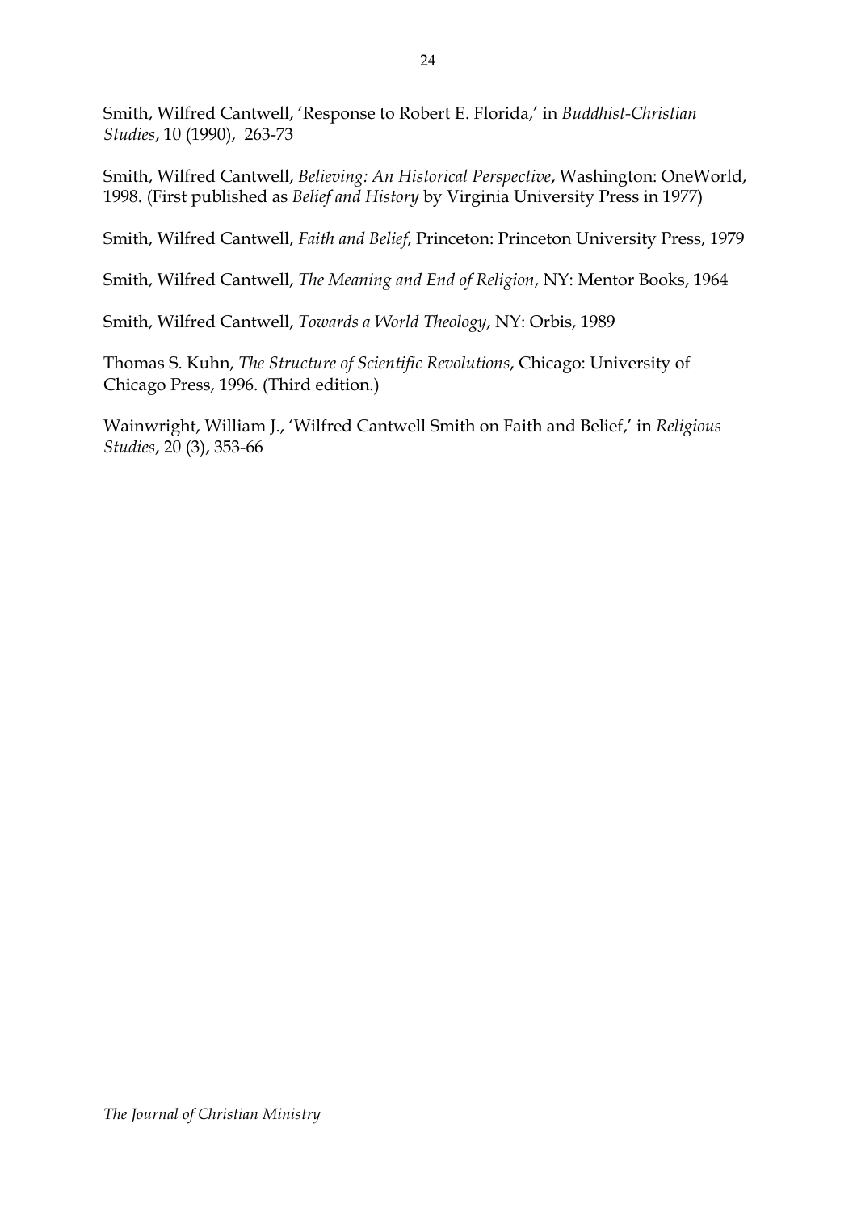Smith, Wilfred Cantwell, 'Response to Robert E. Florida,' in *Buddhist-Christian Studies*, 10 (1990), 263-73

Smith, Wilfred Cantwell, *Believing: An Historical Perspective*, Washington: OneWorld, 1998. (First published as *Belief and History* by Virginia University Press in 1977)

Smith, Wilfred Cantwell, *Faith and Belief*, Princeton: Princeton University Press, 1979

Smith, Wilfred Cantwell, *The Meaning and End of Religion*, NY: Mentor Books, 1964

Smith, Wilfred Cantwell, *Towards a World Theology*, NY: Orbis, 1989

Thomas S. Kuhn, *The Structure of Scientific Revolutions*, Chicago: University of Chicago Press, 1996. (Third edition.)

Wainwright, William J., 'Wilfred Cantwell Smith on Faith and Belief,' in *Religious Studies*, 20 (3), 353-66